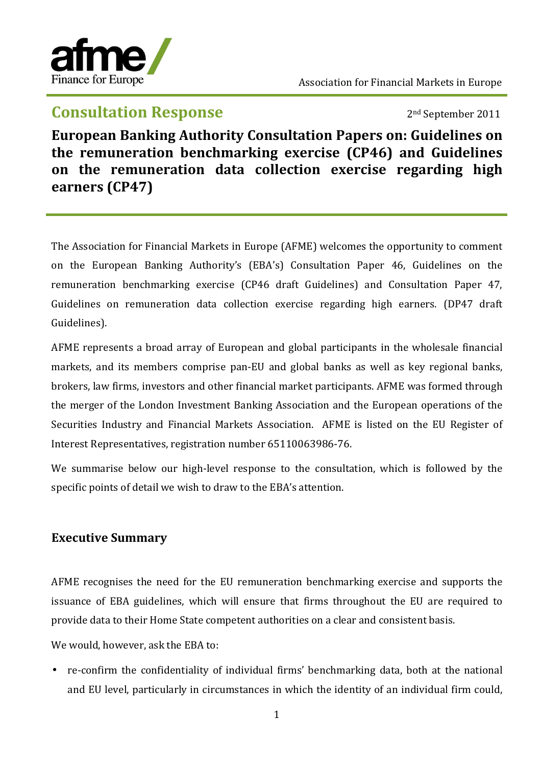afme/ Finance for Europe

Association for Financial Markets in Europe

## Consultation Response

2nd September 2011

# European Banking Authority Consultation Papers on: Guidelines on the remuneration benchmarking exercise (CP46) and Guidelines on the remuneration data collection exercise regarding high earners (CP47)

The Association for Financial Markets in Europe (AFME) welcomes the opportunity to comment on the European Banking Authority's (EBA's) Consultation Paper 46, Guidelines on the remuneration benchmarking exercise (CP46 draft Guidelines) and Consultation Paper 47, Guidelines on remuneration data collection exercise regarding high earners. (DP47 draft Guidelines).

AFME represents a broad array of European and global participants in the wholesale financial markets, and its members comprise pan-EU and global banks as well as key regional banks, brokers, law firms, investors and other financial market participants. AFME was formed through the merger of the London Investment Banking Association and the European operations of the Securities Industry and Financial Markets Association. AFME is listed on the EU Register of Interest Representatives, registration number 65110063986-76.

We summarise below our high-level response to the consultation, which is followed by the specific points of detail we wish to draw to the EBA's attention.

## Executive Summary

AFME recognises the need for the EU remuneration benchmarking exercise and supports the issuance of EBA guidelines, which will ensure that firms throughout the EU are required to provide data to their Home State competent authorities on a clear and consistent basis.

We would, however, ask the EBA to:

- re-confirm the confidentiality of individual firms' benchmarking data, both at the national and EU level, particularly in circumstances in which the identity of an individual firm could,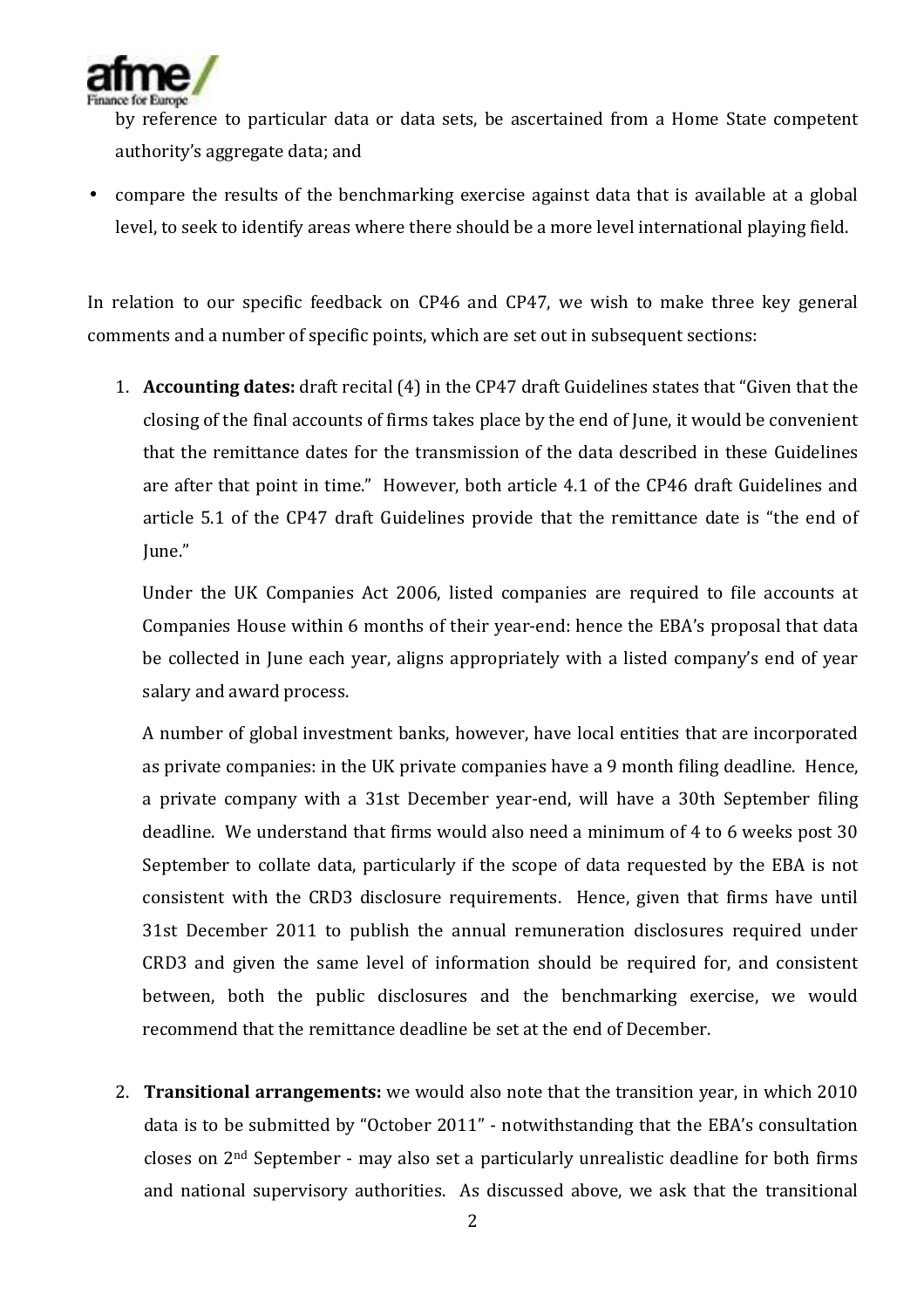by reference to particular data or data sets, be ascertained from a Home State competent authority's aggregate data; and

- compare the results of the benchmarking exercise against data that is available at a global level, to seek to identify areas where there should be a more level international playing field.

In relation to our specific feedback on CP46 and CP47, we wish to make three key general comments and a number of specific points, which are set out in subsequent sections:

1. **Accounting dates:** draft recital (4) in the CP47 draft Guidelines states that "Given that the closing of the final accounts of firms takes place by the end of June, it would be convenient that the remittance dates for the transmission of the data described in these Guidelines are after that point in time." However, both article 4.1 of the CP46 draft Guidelines and article 5.1 of the CP47 draft Guidelines provide that the remittance date is "the end of June."

   Under the UK Companies Act 2006, listed companies are required to file accounts at Companies House within 6 months of their year-end: hence the EBA's proposal that data be collected in June each year, aligns appropriately with a listed company's end of year salary and award process.

   A number of global investment banks, however, have local entities that are incorporated as private companies: in the UK private companies have a 9 month filing deadline. Hence, a private company with a 31st December year-end, will have a 30th September filing deadline. We understand that firms would also need a minimum of 4 to 6 weeks post 30 September to collate data, particularly if the scope of data requested by the EBA is not consistent with the CRD3 disclosure requirements. Hence, given that firms have until 31st December 2011 to publish the annual remuneration disclosures required under CRD3 and given the same level of information should be required for, and consistent between, both the public disclosures and the benchmarking exercise, we would recommend that the remittance deadline be set at the end of December.

2. **Transitional arrangements:** we would also note that the transition year, in which 2010 data is to be submitted by "October 2011" - notwithstanding that the EBA's consultation closes on 2nd September - may also set a particularly unrealistic deadline for both firms and national supervisory authorities. As discussed above, we ask that the transitional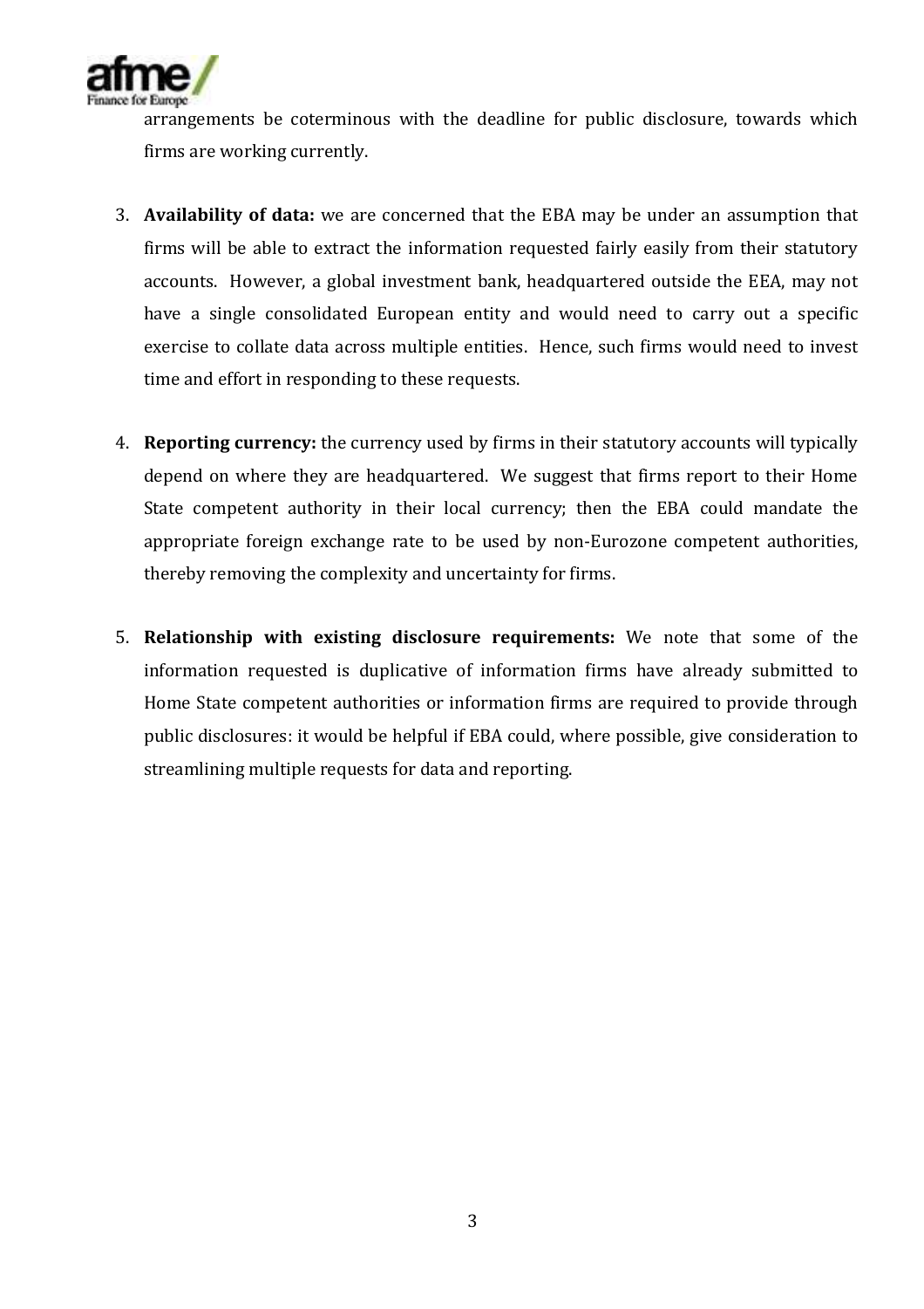arrangements be coterminous with the deadline for public disclosure, towards which firms are working currently.

3. **Availability of data:** we are concerned that the EBA may be under an assumption that firms will be able to extract the information requested fairly easily from their statutory accounts. However, a global investment bank, headquartered outside the EEA, may not have a single consolidated European entity and would need to carry out a specific exercise to collate data across multiple entities. Hence, such firms would need to invest time and effort in responding to these requests.

4. **Reporting currency:** the currency used by firms in their statutory accounts will typically depend on where they are headquartered. We suggest that firms report to their Home State competent authority in their local currency; then the EBA could mandate the appropriate foreign exchange rate to be used by non-Eurozone competent authorities, thereby removing the complexity and uncertainty for firms.

5. **Relationship with existing disclosure requirements:** We note that some of the information requested is duplicative of information firms have already submitted to Home State competent authorities or information firms are required to provide through public disclosures: it would be helpful if EBA could, where possible, give consideration to streamlining multiple requests for data and reporting.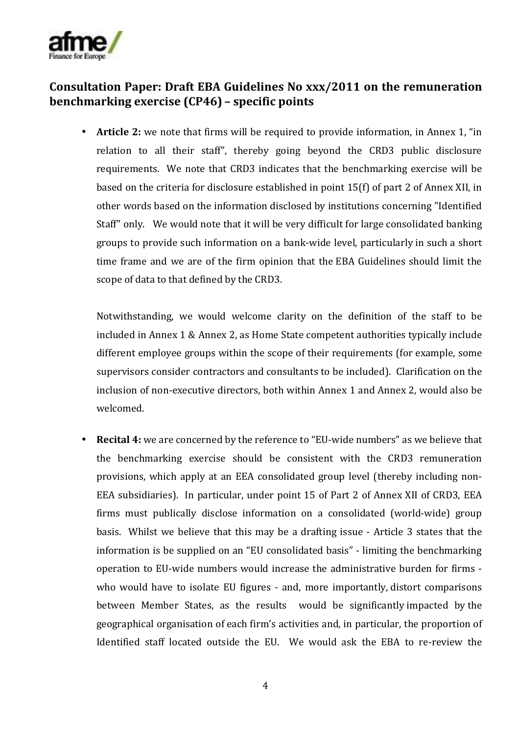## Consultation Paper: Draft EBA Guidelines No xxx/2011 on the remuneration benchmarking exercise (CP46) – specific points

- **Article 2:** we note that firms will be required to provide information, in Annex 1, "in relation to all their staff", thereby going beyond the CRD3 public disclosure requirements. We note that CRD3 indicates that the benchmarking exercise will be based on the criteria for disclosure established in point 15(f) of part 2 of Annex XII, in other words based on the information disclosed by institutions concerning "Identified Staff" only. We would note that it will be very difficult for large consolidated banking groups to provide such information on a bank-wide level, particularly in such a short time frame and we are of the firm opinion that the EBA Guidelines should limit the scope of data to that defined by the CRD3.

  Notwithstanding, we would welcome clarity on the definition of the staff to be included in Annex 1 & Annex 2, as Home State competent authorities typically include different employee groups within the scope of their requirements (for example, some supervisors consider contractors and consultants to be included). Clarification on the inclusion of non-executive directors, both within Annex 1 and Annex 2, would also be welcomed.

- **Recital 4:** we are concerned by the reference to "EU-wide numbers" as we believe that the benchmarking exercise should be consistent with the CRD3 remuneration provisions, which apply at an EEA consolidated group level (thereby including non-EEA subsidiaries). In particular, under point 15 of Part 2 of Annex XII of CRD3, EEA firms must publically disclose information on a consolidated (world-wide) group basis. Whilst we believe that this may be a drafting issue - Article 3 states that the information is be supplied on an "EU consolidated basis" - limiting the benchmarking operation to EU-wide numbers would increase the administrative burden for firms - who would have to isolate EU figures - and, more importantly, distort comparisons between Member States, as the results would be significantly impacted by the geographical organisation of each firm's activities and, in particular, the proportion of Identified staff located outside the EU. We would ask the EBA to re-review the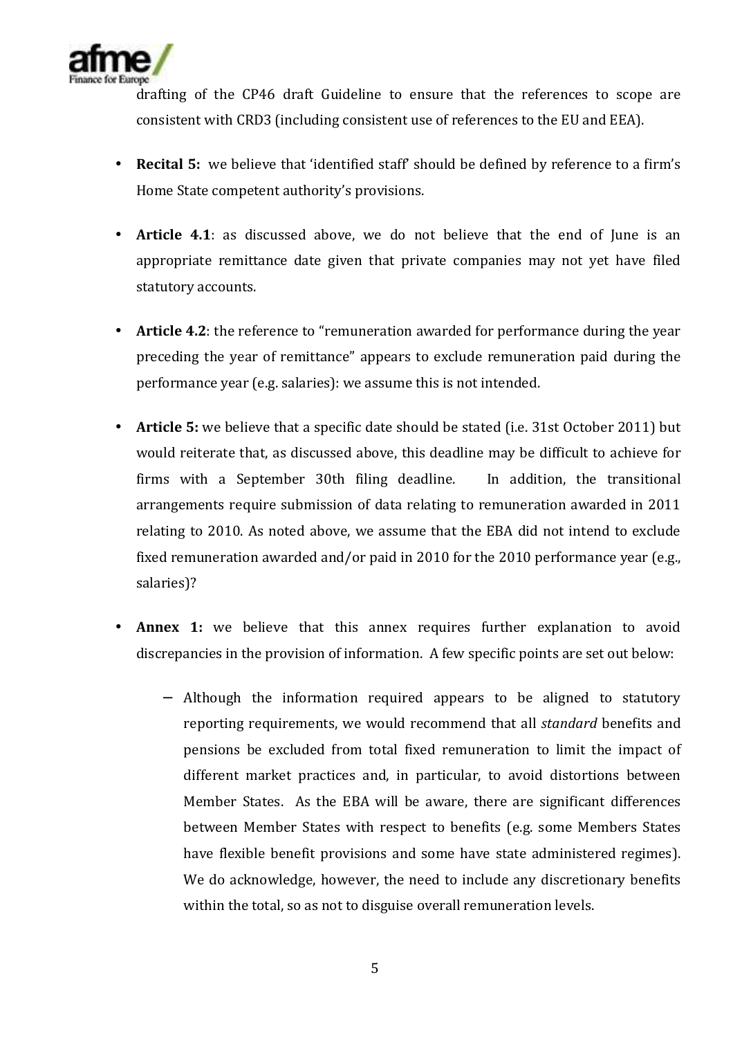drafting of the CP46 draft Guideline to ensure that the references to scope are consistent with CRD3 (including consistent use of references to the EU and EEA).

- **Recital 5:** we believe that 'identified staff' should be defined by reference to a firm's Home State competent authority's provisions.

- **Article 4.1**: as discussed above, we do not believe that the end of June is an appropriate remittance date given that private companies may not yet have filed statutory accounts.

- **Article 4.2**: the reference to "remuneration awarded for performance during the year preceding the year of remittance" appears to exclude remuneration paid during the performance year (e.g. salaries): we assume this is not intended.

- **Article 5:** we believe that a specific date should be stated (i.e. 31st October 2011) but would reiterate that, as discussed above, this deadline may be difficult to achieve for firms with a September 30th filing deadline. In addition, the transitional arrangements require submission of data relating to remuneration awarded in 2011 relating to 2010. As noted above, we assume that the EBA did not intend to exclude fixed remuneration awarded and/or paid in 2010 for the 2010 performance year (e.g., salaries)?

- **Annex 1:** we believe that this annex requires further explanation to avoid discrepancies in the provision of information. A few specific points are set out below:

  - Although the information required appears to be aligned to statutory reporting requirements, we would recommend that all *standard* benefits and pensions be excluded from total fixed remuneration to limit the impact of different market practices and, in particular, to avoid distortions between Member States. As the EBA will be aware, there are significant differences between Member States with respect to benefits (e.g. some Members States have flexible benefit provisions and some have state administered regimes). We do acknowledge, however, the need to include any discretionary benefits within the total, so as not to disguise overall remuneration levels.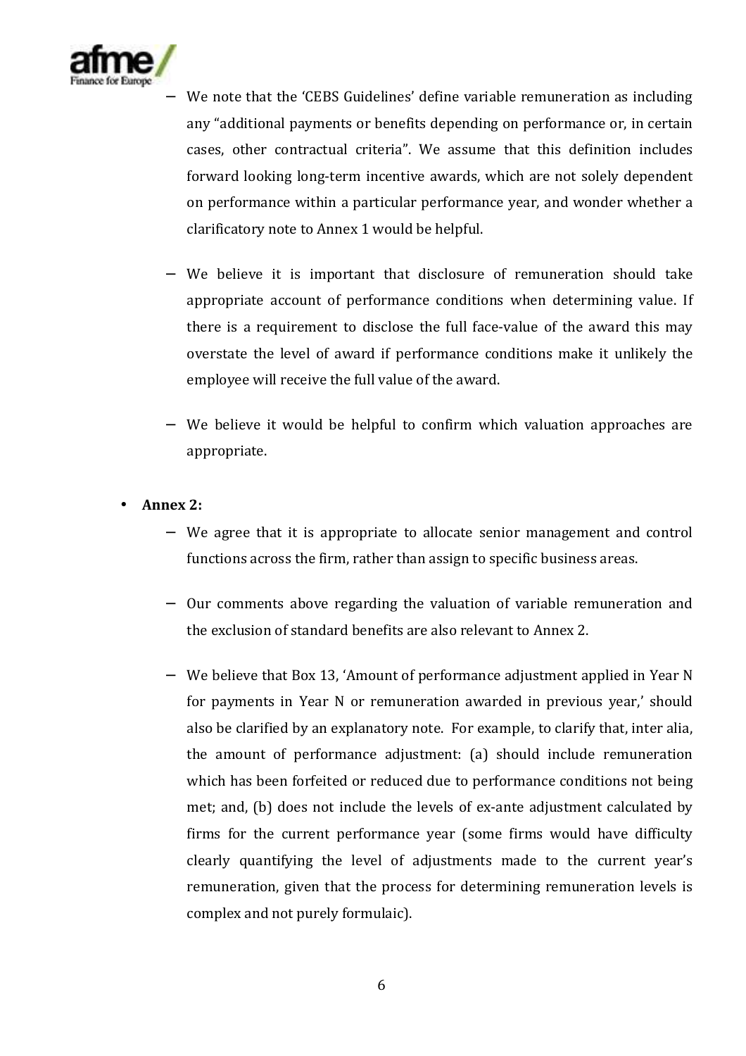- We note that the 'CEBS Guidelines' define variable remuneration as including any "additional payments or benefits depending on performance or, in certain cases, other contractual criteria". We assume that this definition includes forward looking long-term incentive awards, which are not solely dependent on performance within a particular performance year, and wonder whether a clarificatory note to Annex 1 would be helpful.

- We believe it is important that disclosure of remuneration should take appropriate account of performance conditions when determining value. If there is a requirement to disclose the full face-value of the award this may overstate the level of award if performance conditions make it unlikely the employee will receive the full value of the award.

- We believe it would be helpful to confirm which valuation approaches are appropriate.

- **Annex 2:**
  - We agree that it is appropriate to allocate senior management and control functions across the firm, rather than assign to specific business areas.

  - Our comments above regarding the valuation of variable remuneration and the exclusion of standard benefits are also relevant to Annex 2.

  - We believe that Box 13, 'Amount of performance adjustment applied in Year N for payments in Year N or remuneration awarded in previous year,' should also be clarified by an explanatory note. For example, to clarify that, inter alia, the amount of performance adjustment: (a) should include remuneration which has been forfeited or reduced due to performance conditions not being met; and, (b) does not include the levels of ex-ante adjustment calculated by firms for the current performance year (some firms would have difficulty clearly quantifying the level of adjustments made to the current year's remuneration, given that the process for determining remuneration levels is complex and not purely formulaic).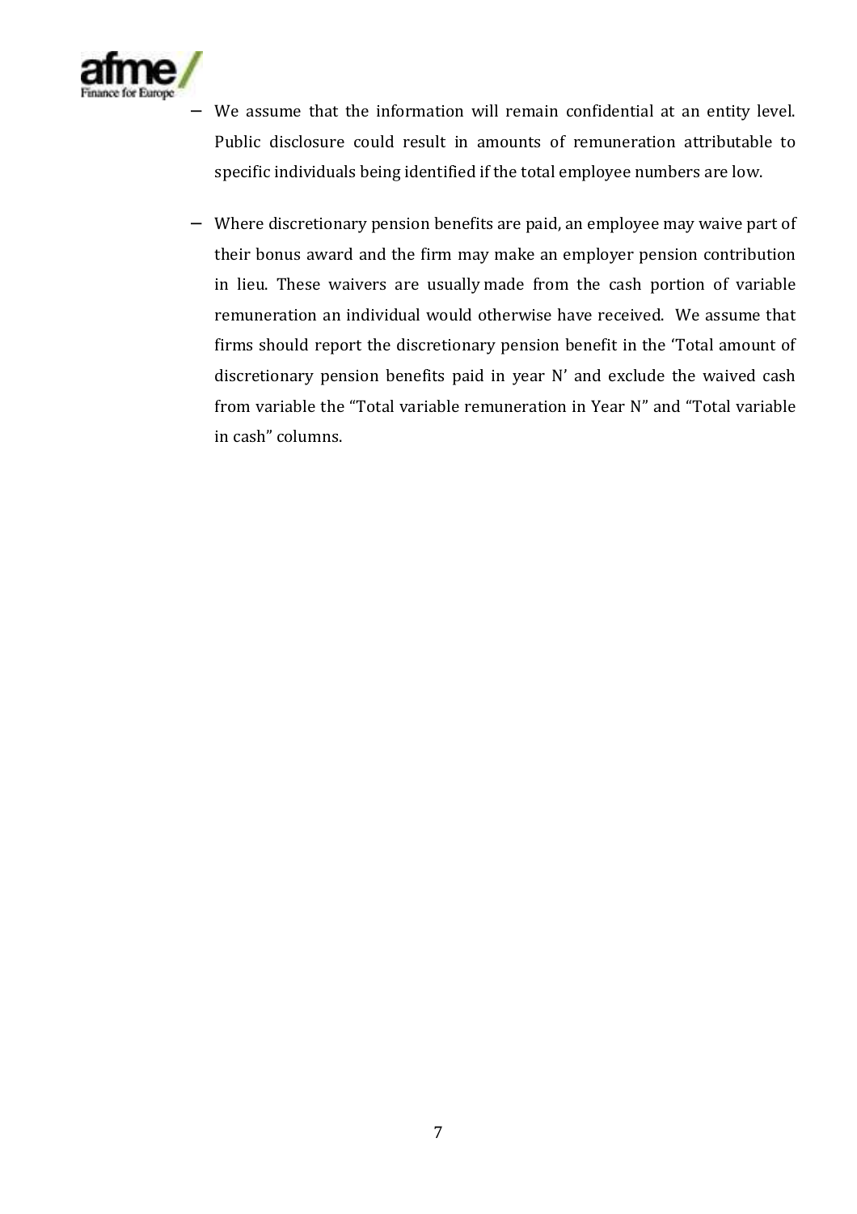- We assume that the information will remain confidential at an entity level. Public disclosure could result in amounts of remuneration attributable to specific individuals being identified if the total employee numbers are low.

- Where discretionary pension benefits are paid, an employee may waive part of their bonus award and the firm may make an employer pension contribution in lieu. These waivers are usually made from the cash portion of variable remuneration an individual would otherwise have received. We assume that firms should report the discretionary pension benefit in the 'Total amount of discretionary pension benefits paid in year N' and exclude the waived cash from variable the "Total variable remuneration in Year N" and "Total variable in cash" columns.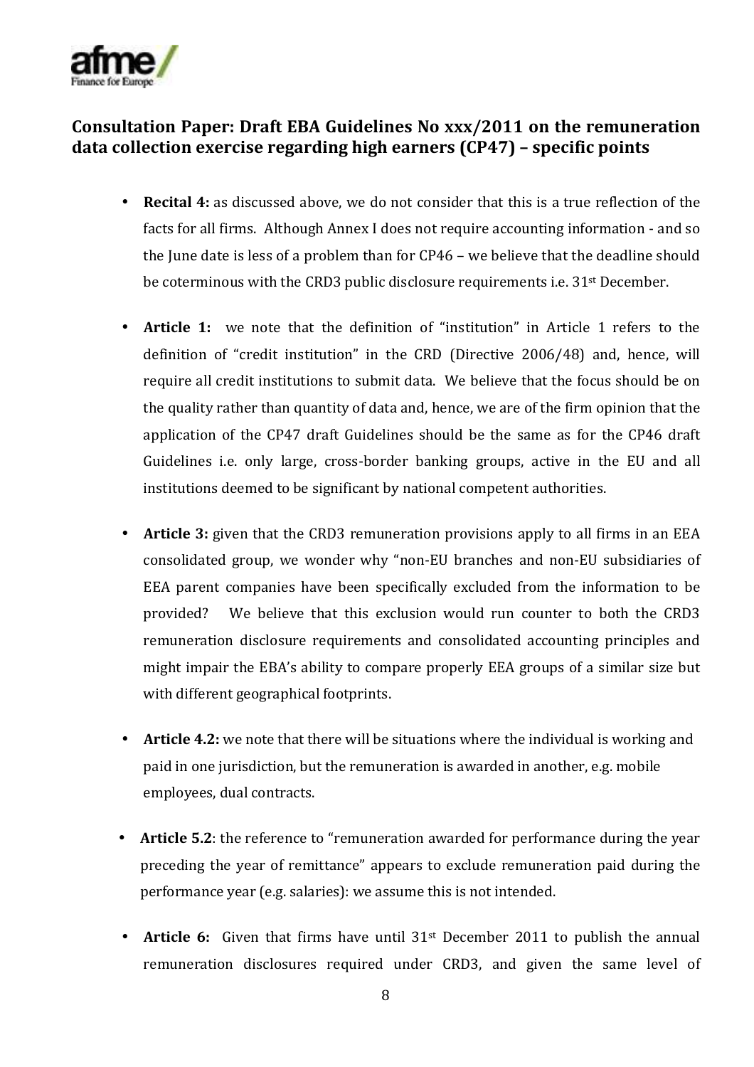## Consultation Paper: Draft EBA Guidelines No xxx/2011 on the remuneration data collection exercise regarding high earners (CP47) – specific points

- **Recital 4:** as discussed above, we do not consider that this is a true reflection of the facts for all firms. Although Annex I does not require accounting information - and so the June date is less of a problem than for CP46 – we believe that the deadline should be coterminous with the CRD3 public disclosure requirements i.e. 31st December.

- **Article 1:** we note that the definition of "institution" in Article 1 refers to the definition of "credit institution" in the CRD (Directive 2006/48) and, hence, will require all credit institutions to submit data. We believe that the focus should be on the quality rather than quantity of data and, hence, we are of the firm opinion that the application of the CP47 draft Guidelines should be the same as for the CP46 draft Guidelines i.e. only large, cross-border banking groups, active in the EU and all institutions deemed to be significant by national competent authorities.

- **Article 3:** given that the CRD3 remuneration provisions apply to all firms in an EEA consolidated group, we wonder why "non-EU branches and non-EU subsidiaries of EEA parent companies have been specifically excluded from the information to be provided? We believe that this exclusion would run counter to both the CRD3 remuneration disclosure requirements and consolidated accounting principles and might impair the EBA's ability to compare properly EEA groups of a similar size but with different geographical footprints.

- **Article 4.2:** we note that there will be situations where the individual is working and paid in one jurisdiction, but the remuneration is awarded in another, e.g. mobile employees, dual contracts.

- **Article 5.2**: the reference to "remuneration awarded for performance during the year preceding the year of remittance" appears to exclude remuneration paid during the performance year (e.g. salaries): we assume this is not intended.

- **Article 6:** Given that firms have until 31st December 2011 to publish the annual remuneration disclosures required under CRD3, and given the same level of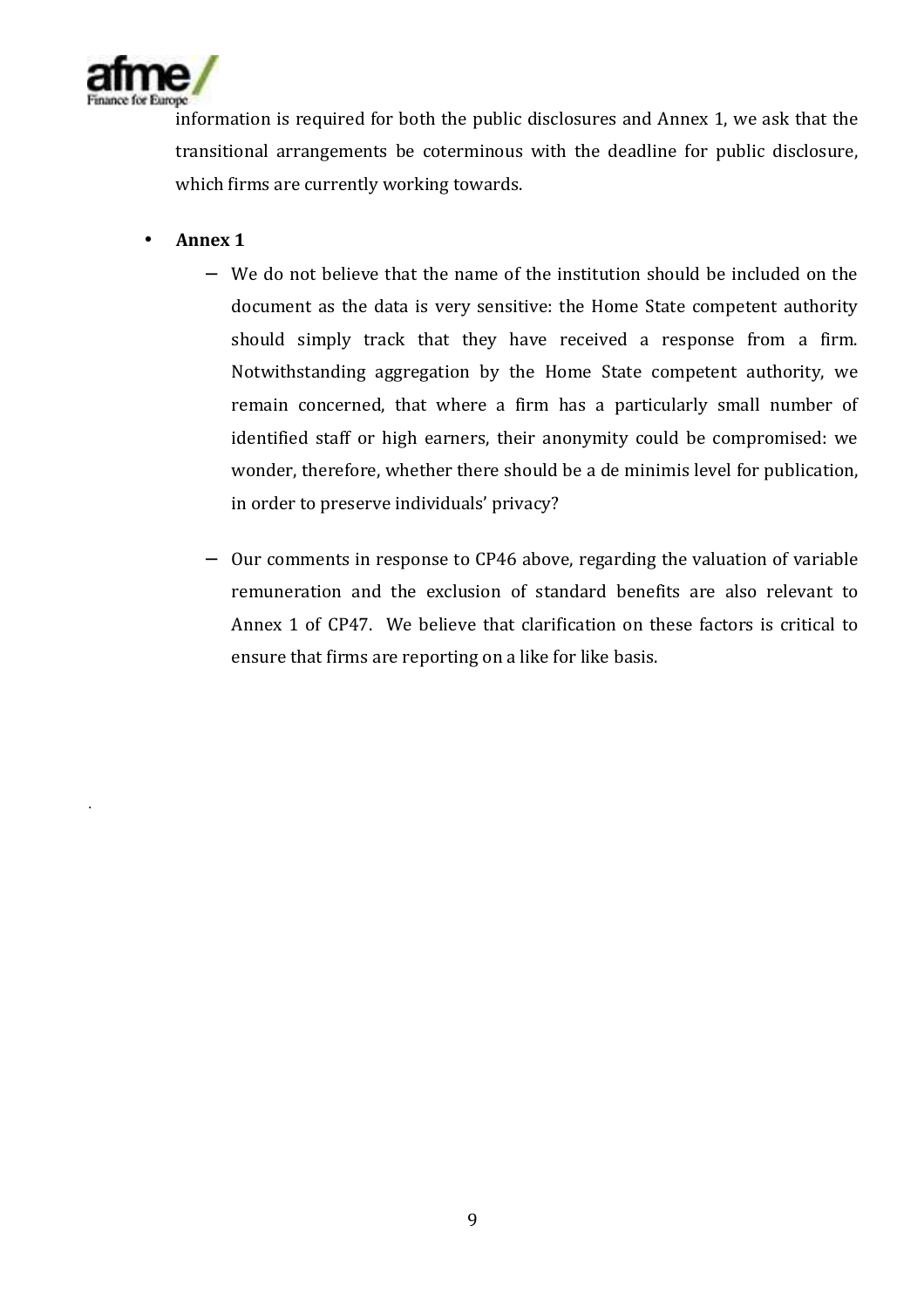information is required for both the public disclosures and Annex 1, we ask that the transitional arrangements be coterminous with the deadline for public disclosure, which firms are currently working towards.

- **Annex 1**
  - We do not believe that the name of the institution should be included on the document as the data is very sensitive: the Home State competent authority should simply track that they have received a response from a firm. Notwithstanding aggregation by the Home State competent authority, we remain concerned, that where a firm has a particularly small number of identified staff or high earners, their anonymity could be compromised: we wonder, therefore, whether there should be a de minimis level for publication, in order to preserve individuals' privacy?

  - Our comments in response to CP46 above, regarding the valuation of variable remuneration and the exclusion of standard benefits are also relevant to Annex 1 of CP47. We believe that clarification on these factors is critical to ensure that firms are reporting on a like for like basis.